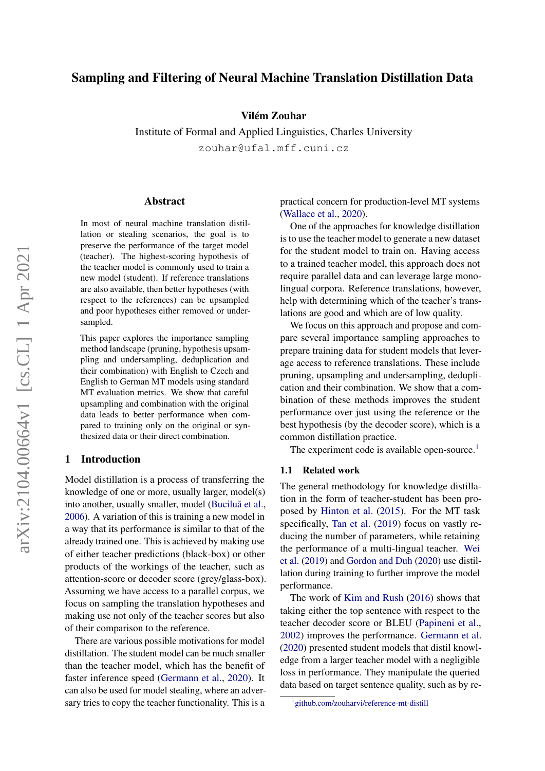# Sampling and Filtering of Neural Machine Translation Distillation Data

**Vilém Zouhar**

Institute of Formal and Applied Linguistics, Charles University

zouhar@ufal.mff.cuni.cz

## Abstract

In most of neural machine translation distillation or stealing scenarios, the goal is to preserve the performance of the target model (teacher). The highest-scoring hypothesis of the teacher model is commonly used to train a new model (student). If reference translations are also available, then better hypotheses (with respect to the references) can be upsampled and poor hypotheses either removed or undersampled.

This paper explores the importance sampling method landscape (pruning, hypothesis upsampling and undersampling, deduplication and their combination) with English to Czech and English to German MT models using standard MT evaluation metrics. We show that careful upsampling and combination with the original data leads to better performance when compared to training only on the original or synthesized data or their direct combination.

## 1 Introduction

Model distillation is a process of transferring the knowledge of one or more, usually larger, model(s) into another, usually smaller, model (Buciluă et al., 2006). A variation of this is training a new model in a way that its performance is similar to that of the already trained one. This is achieved by making use of either teacher predictions (black-box) or other products of the workings of the teacher, such as attention-score or decoder score (grey/glass-box). Assuming we have access to a parallel corpus, we focus on sampling the translation hypotheses and making use not only of the teacher scores but also of their comparison to the reference.

There are various possible motivations for model distillation. The student model can be much smaller than the teacher model, which has the benefit of faster inference speed (Germann et al., 2020). It can also be used for model stealing, where an adversary tries to copy the teacher functionality. This is a practical concern for production-level MT systems (Wallace et al., 2020).

One of the approaches for knowledge distillation is to use the teacher model to generate a new dataset for the student model to train on. Having access to a trained teacher model, this approach does not require parallel data and can leverage large monolingual corpora. Reference translations, however, help with determining which of the teacher's translations are good and which are of low quality.

We focus on this approach and propose and compare several importance sampling approaches to prepare training data for student models that leverage access to reference translations. These include pruning, upsampling and undersampling, deduplication and their combination. We show that a combination of these methods improves the student performance over just using the reference or the best hypothesis (by the decoder score), which is a common distillation practice.

The experiment code is available open-source.[1]

### 1.1 Related work

The general methodology for knowledge distillation in the form of teacher-student has been proposed by Hinton et al. (2015). For the MT task specifically, Tan et al. (2019) focus on vastly reducing the number of parameters, while retaining the performance of a multi-lingual teacher. Wei et al. (2019) and Gordon and Duh (2020) use distillation during training to further improve the model performance.

The work of Kim and Rush (2016) shows that taking either the top sentence with respect to the teacher decoder score or BLEU (Papineni et al., 2002) improves the performance. Germann et al. (2020) presented student models that distil knowledge from a larger teacher model with a negligible loss in performance. They manipulate the queried data based on target sentence quality, such as by re-

[1] github.com/zouharvi/reference-mt-distill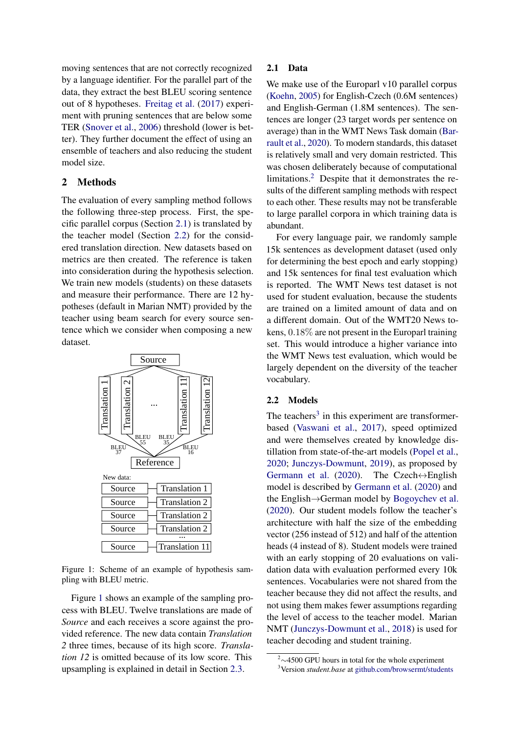moving sentences that are not correctly recognized by a language identifier. For the parallel part of the data, they extract the best BLEU scoring sentence out of 8 hypotheses. Freitag et al. (2017) experiment with pruning sentences that are below some TER (Snover et al., 2006) threshold (lower is better). They further document the effect of using an ensemble of teachers and also reducing the student model size.

## 2 Methods

The evaluation of every sampling method follows the following three-step process. First, the specific parallel corpus (Section 2.1) is translated by the teacher model (Section 2.2) for the considered translation direction. New datasets based on metrics are then created. The reference is taken into consideration during the hypothesis selection. We train new models (students) on these datasets and measure their performance. There are 12 hypotheses (default in Marian NMT) provided by the teacher using beam search for every source sentence which we consider when composing a new dataset.

Figure 1: Scheme of an example of hypothesis sampling with BLEU metric.

Figure 1 shows an example of the sampling process with BLEU. Twelve translations are made of *Source* and each receives a score against the provided reference. The new data contain *Translation 2* three times, because of its high score. *Translation 12* is omitted because of its low score. This upsampling is explained in detail in Section 2.3.

### 2.1 Data

We make use of the Europarl v10 parallel corpus (Koehn, 2005) for English-Czech (0.6M sentences) and English-German (1.8M sentences). The sentences are longer (23 target words per sentence on average) than in the WMT News Task domain (Barrault et al., 2020). To modern standards, this dataset is relatively small and very domain restricted. This was chosen deliberately because of computational limitations.[2] Despite that it demonstrates the results of the different sampling methods with respect to each other. These results may not be transferable to large parallel corpora in which training data is abundant.

For every language pair, we randomly sample 15k sentences as development dataset (used only for determining the best epoch and early stopping) and 15k sentences for final test evaluation which is reported. The WMT News test dataset is not used for student evaluation, because the students are trained on a limited amount of data and on a different domain. Out of the WMT20 News tokens, 0.18% are not present in the Europarl training set. This would introduce a higher variance into the WMT News test evaluation, which would be largely dependent on the diversity of the teacher vocabulary.

### 2.2 Models

The teachers[3] in this experiment are transformer-based (Vaswani et al., 2017), speed optimized and were themselves created by knowledge distillation from state-of-the-art models (Popel et al., 2020; Junczys-Dowmunt, 2019), as proposed by Germann et al. (2020). The Czech↔English model is described by Germann et al. (2020) and the English→German model by Bogoychev et al. (2020). Our student models follow the teacher's architecture with half the size of the embedding vector (256 instead of 512) and half of the attention heads (4 instead of 8). Student models were trained with an early stopping of 20 evaluations on validation data with evaluation performed every 10k sentences. Vocabularies were not shared from the teacher because they did not affect the results, and not using them makes fewer assumptions regarding the level of access to the teacher model. Marian NMT (Junczys-Dowmunt et al., 2018) is used for teacher decoding and student training.

[2] ~4500 GPU hours in total for the whole experiment

[3] Version *student.base* at github.com/browsermt/students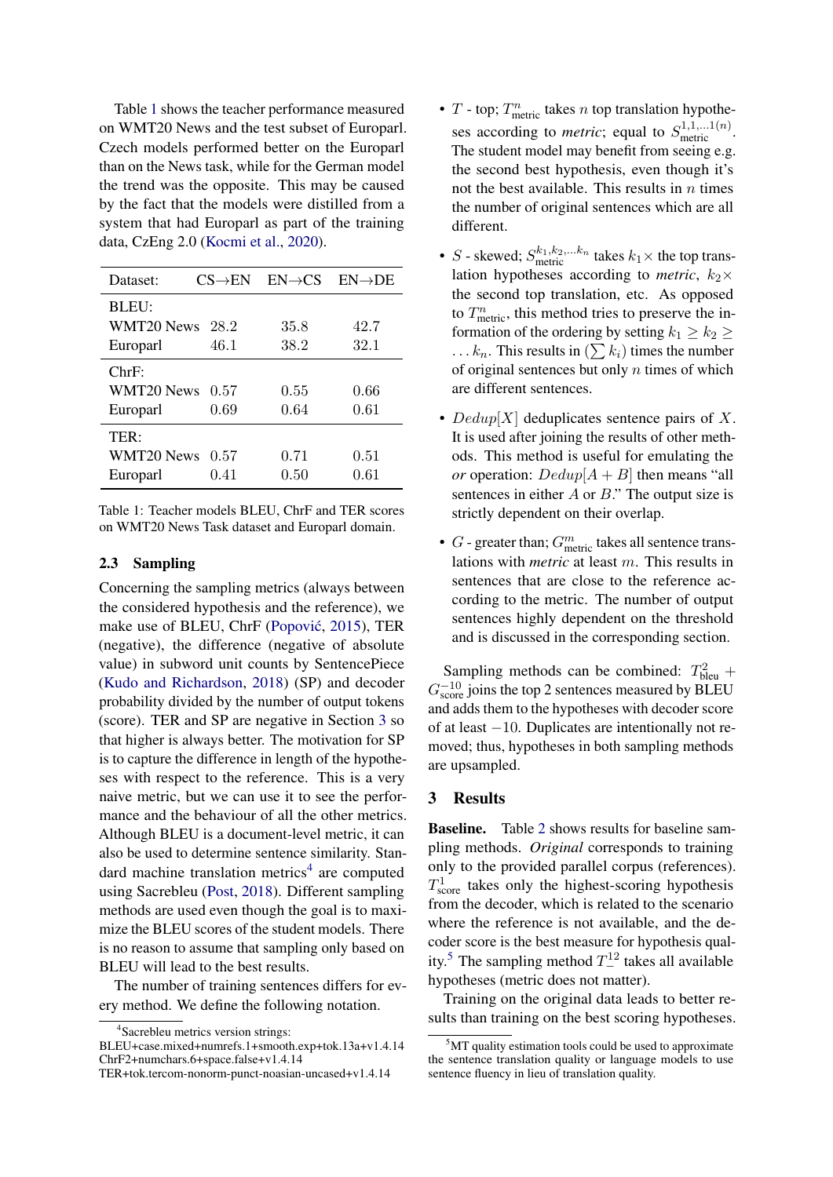Table 1 shows the teacher performance measured on WMT20 News and the test subset of Europarl. Czech models performed better on the Europarl than on the News task, while for the German model the trend was the opposite. This may be caused by the fact that the models were distilled from a system that had Europarl as part of the training data, CzEng 2.0 (Kocmi et al., 2020).

| Dataset: | CS→EN | EN→CS | EN→DE |
|---|---|---|---|
| BLEU: | | | |
| WMT20 News | 28.2 | 35.8 | 42.7 |
| Europarl | 46.1 | 38.2 | 32.1 |
| ChrF: | | | |
| WMT20 News | 0.57 | 0.55 | 0.66 |
| Europarl | 0.69 | 0.64 | 0.61 |
| TER: | | | |
| WMT20 News | 0.57 | 0.71 | 0.51 |
| Europarl | 0.41 | 0.50 | 0.61 |

Table 1: Teacher models BLEU, ChrF and TER scores on WMT20 News Task dataset and Europarl domain.

### 2.3 Sampling

Concerning the sampling metrics (always between the considered hypothesis and the reference), we make use of BLEU, ChrF (Popović, 2015), TER (negative), the difference (negative of absolute value) in subword unit counts by SentencePiece (Kudo and Richardson, 2018) (SP) and decoder probability divided by the number of output tokens (score). TER and SP are negative in Section 3 so that higher is always better. The motivation for SP is to capture the difference in length of the hypotheses with respect to the reference. This is a very naive metric, but we can use it to see the performance and the behaviour of all the other metrics. Although BLEU is a document-level metric, it can also be used to determine sentence similarity. Standard machine translation metrics[4] are computed using Sacrebleu (Post, 2018). Different sampling methods are used even though the goal is to maximize the BLEU scores of the student models. There is no reason to assume that sampling only based on BLEU will lead to the best results.

The number of training sentences differs for every method. We define the following notation.

- $T$ - top; $T^n_{\text{metric}}$ takes $n$ top translation hypotheses according to *metric*; equal to $S^{1,1,\ldots 1(n)}_{\text{metric}}$. The student model may benefit from seeing e.g. the second best hypothesis, even though it's not the best available. This results in $n$ times the number of original sentences which are all different.
- $S$ - skewed; $S^{k_1,k_2,\ldots k_n}_{\text{metric}}$ takes $k_1\times$ the top translation hypotheses according to *metric*, $k_2\times$ the second top translation, etc. As opposed to $T^n_{\text{metric}}$, this method tries to preserve the information of the ordering by setting $k_1 \geq k_2 \geq \ldots k_n$. This results in $(\sum k_i)$ times the number of original sentences but only $n$ times of which are different sentences.
- $Dedup[X]$ deduplicates sentence pairs of $X$. It is used after joining the results of other methods. This method is useful for emulating the *or* operation: $Dedup[A + B]$ then means "all sentences in either $A$ or $B$." The output size is strictly dependent on their overlap.
- $G$ - greater than; $G^m_{\text{metric}}$ takes all sentence translations with *metric* at least $m$. This results in sentences that are close to the reference according to the metric. The number of output sentences highly dependent on the threshold and is discussed in the corresponding section.

Sampling methods can be combined: $T^2_{\text{bleu}} + G^{-10}_{\text{score}}$ joins the top 2 sentences measured by BLEU and adds them to the hypotheses with decoder score of at least $-10$. Duplicates are intentionally not removed; thus, hypotheses in both sampling methods are upsampled.

## 3 Results

**Baseline.** Table 2 shows results for baseline sampling methods. *Original* corresponds to training only to the provided parallel corpus (references). $T^1_{\text{score}}$ takes only the highest-scoring hypothesis from the decoder, which is related to the scenario where the reference is not available, and the decoder score is the best measure for hypothesis quality.[5] The sampling method $T^{12}_{-}$ takes all available hypotheses (metric does not matter).

Training on the original data leads to better results than training on the best scoring hypotheses.

[4] Sacrebleu metrics version strings:
BLEU+case.mixed+numrefs.1+smooth.exp+tok.13a+v1.4.14
ChrF2+numchars.6+space.false+v1.4.14
TER+tok.tercom-nonorm-punct-noasian-uncased+v1.4.14

[5] MT quality estimation tools could be used to approximate the sentence translation quality or language models to use sentence fluency in lieu of translation quality.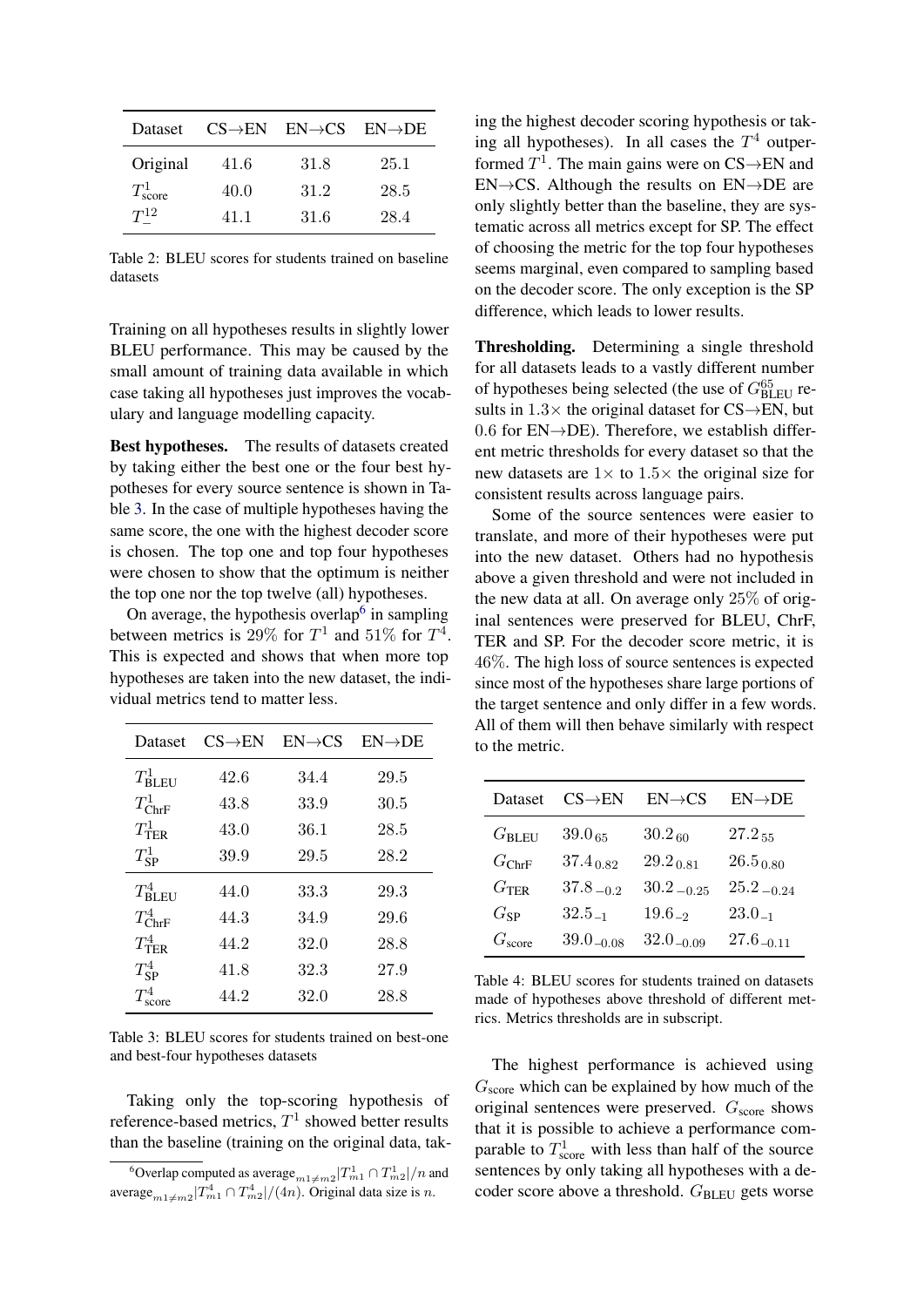| Dataset | CS→EN | EN→CS | EN→DE |
|---|---|---|---|
| Original | 41.6 | 31.8 | 25.1 |
| $T^1_{\text{score}}$ | 40.0 | 31.2 | 28.5 |
| $T^{12}_{-}$ | 41.1 | 31.6 | 28.4 |

Table 2: BLEU scores for students trained on baseline datasets

Training on all hypotheses results in slightly lower BLEU performance. This may be caused by the small amount of training data available in which case taking all hypotheses just improves the vocabulary and language modelling capacity.

**Best hypotheses.** The results of datasets created by taking either the best one or the four best hypotheses for every source sentence is shown in Table 3. In the case of multiple hypotheses having the same score, the one with the highest decoder score is chosen. The top one and top four hypotheses were chosen to show that the optimum is neither the top one nor the top twelve (all) hypotheses.

On average, the hypothesis overlap[6] in sampling between metrics is 29% for $T^1$ and 51% for $T^4$. This is expected and shows that when more top hypotheses are taken into the new dataset, the individual metrics tend to matter less.

| Dataset | CS→EN | EN→CS | EN→DE |
|---|---|---|---|
| $T^1_{\text{BLEU}}$ | 42.6 | 34.4 | 29.5 |
| $T^1_{\text{ChrF}}$ | 43.8 | 33.9 | 30.5 |
| $T^1_{\text{TER}}$ | 43.0 | 36.1 | 28.5 |
| $T^1_{\text{SP}}$ | 39.9 | 29.5 | 28.2 |
| $T^4_{\text{BLEU}}$ | 44.0 | 33.3 | 29.3 |
| $T^4_{\text{ChrF}}$ | 44.3 | 34.9 | 29.6 |
| $T^4_{\text{TER}}$ | 44.2 | 32.0 | 28.8 |
| $T^4_{\text{SP}}$ | 41.8 | 32.3 | 27.9 |
| $T^4_{\text{score}}$ | 44.2 | 32.0 | 28.8 |

Table 3: BLEU scores for students trained on best-one and best-four hypotheses datasets

Taking only the top-scoring hypothesis of reference-based metrics, $T^1$ showed better results than the baseline (training on the original data, taking the highest decoder scoring hypothesis or taking all hypotheses). In all cases the $T^4$ outperformed $T^1$. The main gains were on CS→EN and EN→CS. Although the results on EN→DE are only slightly better than the baseline, they are systematic across all metrics except for SP. The effect of choosing the metric for the top four hypotheses seems marginal, even compared to sampling based on the decoder score. The only exception is the SP difference, which leads to lower results.

**Thresholding.** Determining a single threshold for all datasets leads to a vastly different number of hypotheses being selected (the use of $G^{65}_{\text{BLEU}}$ results in $1.3\times$ the original dataset for CS→EN, but $0.6$ for EN→DE). Therefore, we establish different metric thresholds for every dataset so that the new datasets are $1\times$ to $1.5\times$ the original size for consistent results across language pairs.

Some of the source sentences were easier to translate, and more of their hypotheses were put into the new dataset. Others had no hypothesis above a given threshold and were not included in the new data at all. On average only 25% of original sentences were preserved for BLEU, ChrF, TER and SP. For the decoder score metric, it is 46%. The high loss of source sentences is expected since most of the hypotheses share large portions of the target sentence and only differ in a few words. All of them will then behave similarly with respect to the metric.

| Dataset | CS→EN | EN→CS | EN→DE |
|---|---|---|---|
| $G_{\text{BLEU}}$ | $39.0_{65}$ | $30.2_{60}$ | $27.2_{55}$ |
| $G_{\text{ChrF}}$ | $37.4_{0.82}$ | $29.2_{0.81}$ | $26.5_{0.80}$ |
| $G_{\text{TER}}$ | $37.8_{-0.2}$ | $30.2_{-0.25}$ | $25.2_{-0.24}$ |
| $G_{\text{SP}}$ | $32.5_{-1}$ | $19.6_{-2}$ | $23.0_{-1}$ |
| $G_{\text{score}}$ | $39.0_{-0.08}$ | $32.0_{-0.09}$ | $27.6_{-0.11}$ |

Table 4: BLEU scores for students trained on datasets made of hypotheses above threshold of different metrics. Metrics thresholds are in subscript.

The highest performance is achieved using $G_{\text{score}}$ which can be explained by how much of the original sentences were preserved. $G_{\text{score}}$ shows that it is possible to achieve a performance comparable to $T^1_{\text{score}}$ with less than half of the source sentences by only taking all hypotheses with a decoder score above a threshold. $G_{\text{BLEU}}$ gets worse

[6] Overlap computed as $\text{average}_{m1 \neq m2} |T^1_{m1} \cap T^1_{m2}|/n$ and $\text{average}_{m1 \neq m2} |T^4_{m1} \cap T^4_{m2}|/(4n)$. Original data size is $n$.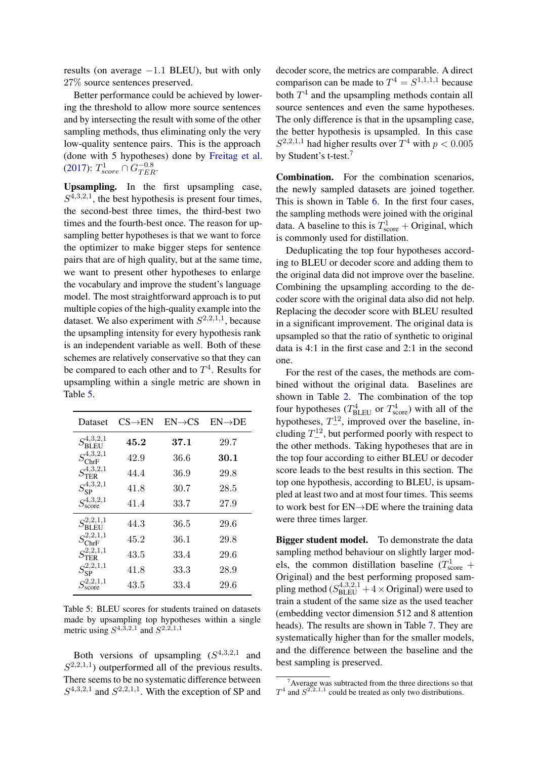results (on average $-1.1$ BLEU), but with only 27% source sentences preserved.

Better performance could be achieved by lowering the threshold to allow more source sentences and by intersecting the result with some of the other sampling methods, thus eliminating only the very low-quality sentence pairs. This is the approach (done with 5 hypotheses) done by Freitag et al. (2017): $T^1_{score} \cap G^{-0.8}_{TER}$.

**Upsampling.** In the first upsampling case, $S^{4,3,2,1}$, the best hypothesis is present four times, the second-best three times, the third-best two times and the fourth-best once. The reason for upsampling better hypotheses is that we want to force the optimizer to make bigger steps for sentence pairs that are of high quality, but at the same time, we want to present other hypotheses to enlarge the vocabulary and improve the student's language model. The most straightforward approach is to put multiple copies of the high-quality example into the dataset. We also experiment with $S^{2,2,1,1}$, because the upsampling intensity for every hypothesis rank is an independent variable as well. Both of these schemes are relatively conservative so that they can be compared to each other and to $T^4$. Results for upsampling within a single metric are shown in Table 5.

| Dataset | CS→EN | EN→CS | EN→DE |
|---|---|---|---|
| $S^{4,3,2,1}_{\text{BLEU}}$ | **45.2** | **37.1** | 29.7 |
| $S^{4,3,2,1}_{\text{ChrF}}$ | 42.9 | 36.6 | **30.1** |
| $S^{4,3,2,1}_{\text{TER}}$ | 44.4 | 36.9 | 29.8 |
| $S^{4,3,2,1}_{\text{SP}}$ | 41.8 | 30.7 | 28.5 |
| $S^{4,3,2,1}_{\text{score}}$ | 41.4 | 33.7 | 27.9 |
| $S^{2,2,1,1}_{\text{BLEU}}$ | 44.3 | 36.5 | 29.6 |
| $S^{2,2,1,1}_{\text{ChrF}}$ | 45.2 | 36.1 | 29.8 |
| $S^{2,2,1,1}_{\text{TER}}$ | 43.5 | 33.4 | 29.6 |
| $S^{2,2,1,1}_{\text{SP}}$ | 41.8 | 33.3 | 28.9 |
| $S^{2,2,1,1}_{\text{score}}$ | 43.5 | 33.4 | 29.6 |

Table 5: BLEU scores for students trained on datasets made by upsampling top hypotheses within a single metric using $S^{4,3,2,1}$ and $S^{2,2,1,1}$

Both versions of upsampling ($S^{4,3,2,1}$ and $S^{2,2,1,1}$) outperformed all of the previous results. There seems to be no systematic difference between $S^{4,3,2,1}$ and $S^{2,2,1,1}$. With the exception of SP and decoder score, the metrics are comparable. A direct comparison can be made to $T^4 = S^{1,1,1,1}$ because both $T^4$ and the upsampling methods contain all source sentences and even the same hypotheses. The only difference is that in the upsampling case, the better hypothesis is upsampled. In this case $S^{2,2,1,1}$ had higher results over $T^4$ with $p < 0.005$ by Student's t-test.[7]

**Combination.** For the combination scenarios, the newly sampled datasets are joined together. This is shown in Table 6. In the first four cases, the sampling methods were joined with the original data. A baseline to this is $T^1_{\text{score}}$ + Original, which is commonly used for distillation.

Deduplicating the top four hypotheses according to BLEU or decoder score and adding them to the original data did not improve over the baseline. Combining the upsampling according to the decoder score with the original data also did not help. Replacing the decoder score with BLEU resulted in a significant improvement. The original data is upsampled so that the ratio of synthetic to original data is 4:1 in the first case and 2:1 in the second one.

For the rest of the cases, the methods are combined without the original data. Baselines are shown in Table 2. The combination of the top four hypotheses ($T^4_{\text{BLEU}}$ or $T^4_{\text{score}}$) with all of the hypotheses, $T^{12}_{-}$, improved over the baseline, including $T^{12}_{-}$, but performed poorly with respect to the other methods. Taking hypotheses that are in the top four according to either BLEU or decoder score leads to the best results in this section. The top one hypothesis, according to BLEU, is upsampled at least two and at most four times. This seems to work best for EN→DE where the training data were three times larger.

**Bigger student model.** To demonstrate the data sampling method behaviour on slightly larger models, the common distillation baseline ($T^1_{\text{score}}$ + Original) and the best performing proposed sampling method ($S^{4,3,2,1}_{\text{BLEU}} + 4 \times \text{Original}$) were used to train a student of the same size as the used teacher (embedding vector dimension 512 and 8 attention heads). The results are shown in Table 7. They are systematically higher than for the smaller models, and the difference between the baseline and the best sampling is preserved.

[7] Average was subtracted from the three directions so that $T^4$ and $S^{2,2,1,1}$ could be treated as only two distributions.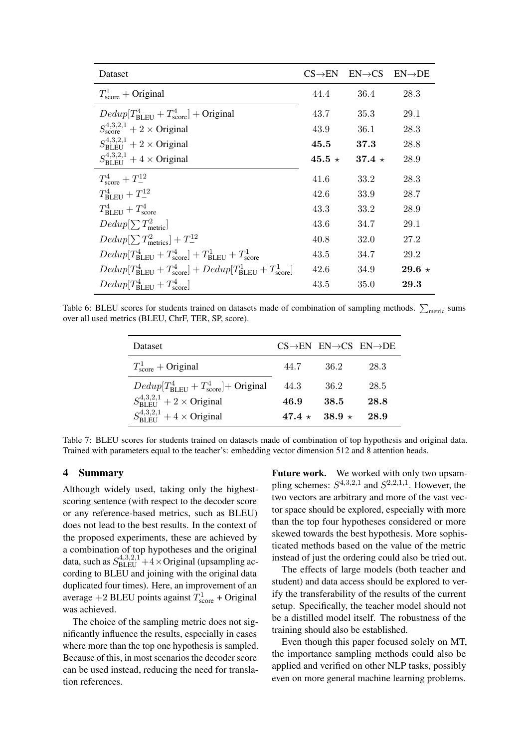| Dataset | CS→EN | EN→CS | EN→DE |
|---|---|---|---|
| $T^1_{\text{score}}$ + Original | 44.4 | 36.4 | 28.3 |
| $Dedup[T^4_{\text{BLEU}} + T^4_{\text{score}}]$ + Original | 43.7 | 35.3 | 29.1 |
| $S^{4,3,2,1}_{\text{score}}$ + 2 × Original | 43.9 | 36.1 | 28.3 |
| $S^{4,3,2,1}_{\text{BLEU}}$ + 2 × Original | **45.5** | **37.3** | 28.8 |
| $S^{4,3,2,1}_{\text{BLEU}}$ + 4 × Original | **45.5** ⋆ | **37.4** ⋆ | 28.9 |
| $T^4_{\text{score}} + T^{12}_{-}$ | 41.6 | 33.2 | 28.3 |
| $T^4_{\text{BLEU}} + T^{12}_{-}$ | 42.6 | 33.9 | 28.7 |
| $T^4_{\text{BLEU}} + T^4_{\text{score}}$ | 43.3 | 33.2 | 28.9 |
| $Dedup[\sum T^2_{\text{metric}}]$ | 43.6 | 34.7 | 29.1 |
| $Dedup[\sum T^2_{\text{metrics}}] + T^{12}_{-}$ | 40.8 | 32.0 | 27.2 |
| $Dedup[T^4_{\text{BLEU}} + T^4_{\text{score}}] + T^1_{\text{BLEU}} + T^1_{\text{score}}$ | 43.5 | 34.7 | 29.2 |
| $Dedup[T^4_{\text{BLEU}} + T^4_{\text{score}}] + Dedup[T^1_{\text{BLEU}} + T^1_{\text{score}}]$ | 42.6 | 34.9 | **29.6** ⋆ |
| $Dedup[T^4_{\text{BLEU}} + T^4_{\text{score}}]$ | 43.5 | 35.0 | **29.3** |

Table 6: BLEU scores for students trained on datasets made of combination of sampling methods. $\sum_{\text{metric}}$ sums over all used metrics (BLEU, ChrF, TER, SP, score).

| Dataset | CS→EN | EN→CS | EN→DE |
|---|---|---|---|
| $T^1_{\text{score}}$ + Original | 44.7 | 36.2 | 28.3 |
| $Dedup[T^4_{\text{BLEU}} + T^4_{\text{score}}]$+ Original | 44.3 | 36.2 | 28.5 |
| $S^{4,3,2,1}_{\text{BLEU}}$ + 2 × Original | **46.9** | **38.5** | **28.8** |
| $S^{4,3,2,1}_{\text{BLEU}}$ + 4 × Original | **47.4** ⋆ | **38.9** ⋆ | **28.9** |

Table 7: BLEU scores for students trained on datasets made of combination of top hypothesis and original data. Trained with parameters equal to the teacher's: embedding vector dimension 512 and 8 attention heads.

## 4 Summary

Although widely used, taking only the highest-scoring sentence (with respect to the decoder score or any reference-based metrics, such as BLEU) does not lead to the best results. In the context of the proposed experiments, these are achieved by a combination of top hypotheses and the original data, such as $S^{4,3,2,1}_{\text{BLEU}}$ +4×Original (upsampling according to BLEU and joining with the original data duplicated four times). Here, an improvement of an average +2 BLEU points against $T^1_{\text{score}}$ + Original was achieved.

The choice of the sampling metric does not significantly influence the results, especially in cases where more than the top one hypothesis is sampled. Because of this, in most scenarios the decoder score can be used instead, reducing the need for translation references.

**Future work.** We worked with only two upsampling schemes: $S^{4,3,2,1}$ and $S^{2,2,1,1}$. However, the two vectors are arbitrary and more of the vast vector space should be explored, especially with more than the top four hypotheses considered or more skewed towards the best hypothesis. More sophisticated methods based on the value of the metric instead of just the ordering could also be tried out.

The effects of large models (both teacher and student) and data access should be explored to verify the transferability of the results of the current setup. Specifically, the teacher model should not be a distilled model itself. The robustness of the training should also be established.

Even though this paper focused solely on MT, the importance sampling methods could also be applied and verified on other NLP tasks, possibly even on more general machine learning problems.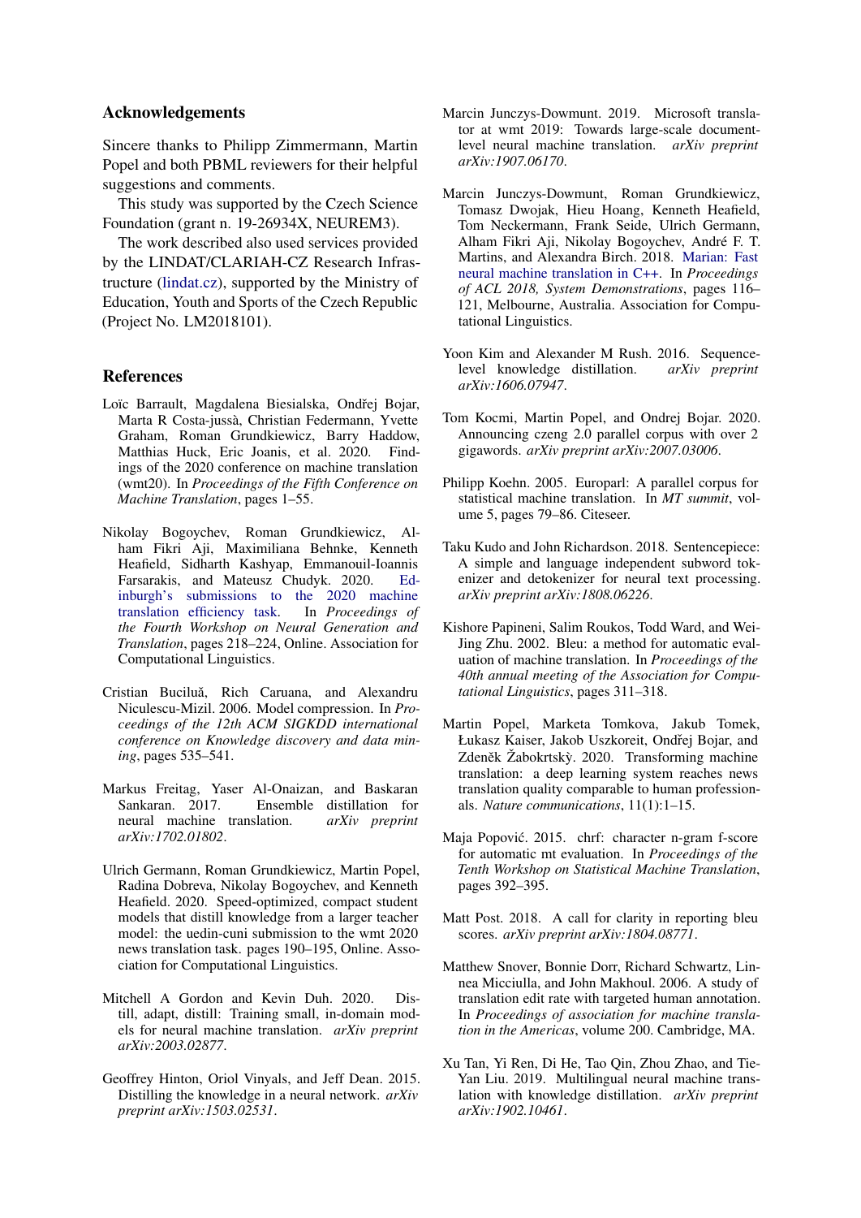## Acknowledgements

Sincere thanks to Philipp Zimmermann, Martin Popel and both PBML reviewers for their helpful suggestions and comments.

This study was supported by the Czech Science Foundation (grant n. 19-26934X, NEUREM3).

The work described also used services provided by the LINDAT/CLARIAH-CZ Research Infrastructure (lindat.cz), supported by the Ministry of Education, Youth and Sports of the Czech Republic (Project No. LM2018101).

## References

Loïc Barrault, Magdalena Biesialska, Ondřej Bojar, Marta R Costa-jussà, Christian Federmann, Yvette Graham, Roman Grundkiewicz, Barry Haddow, Matthias Huck, Eric Joanis, et al. 2020. Findings of the 2020 conference on machine translation (wmt20). In *Proceedings of the Fifth Conference on Machine Translation*, pages 1–55.

Nikolay Bogoychev, Roman Grundkiewicz, Alham Fikri Aji, Maximiliana Behnke, Kenneth Heafield, Sidharth Kashyap, Emmanouil-Ioannis Farsarakis, and Mateusz Chudyk. 2020. Edinburgh's submissions to the 2020 machine translation efficiency task. In *Proceedings of the Fourth Workshop on Neural Generation and Translation*, pages 218–224, Online. Association for Computational Linguistics.

Cristian Buciluă, Rich Caruana, and Alexandru Niculescu-Mizil. 2006. Model compression. In *Proceedings of the 12th ACM SIGKDD international conference on Knowledge discovery and data mining*, pages 535–541.

Markus Freitag, Yaser Al-Onaizan, and Baskaran Sankaran. 2017. Ensemble distillation for neural machine translation. *arXiv preprint arXiv:1702.01802*.

Ulrich Germann, Roman Grundkiewicz, Martin Popel, Radina Dobreva, Nikolay Bogoychev, and Kenneth Heafield. 2020. Speed-optimized, compact student models that distill knowledge from a larger teacher model: the uedin-cuni submission to the wmt 2020 news translation task. pages 190–195, Online. Association for Computational Linguistics.

Mitchell A Gordon and Kevin Duh. 2020. Distill, adapt, distill: Training small, in-domain models for neural machine translation. *arXiv preprint arXiv:2003.02877*.

Geoffrey Hinton, Oriol Vinyals, and Jeff Dean. 2015. Distilling the knowledge in a neural network. *arXiv preprint arXiv:1503.02531*.

Marcin Junczys-Dowmunt. 2019. Microsoft translator at wmt 2019: Towards large-scale document-level neural machine translation. *arXiv preprint arXiv:1907.06170*.

Marcin Junczys-Dowmunt, Roman Grundkiewicz, Tomasz Dwojak, Hieu Hoang, Kenneth Heafield, Tom Neckermann, Frank Seide, Ulrich Germann, Alham Fikri Aji, Nikolay Bogoychev, André F. T. Martins, and Alexandra Birch. 2018. Marian: Fast neural machine translation in C++. In *Proceedings of ACL 2018, System Demonstrations*, pages 116–121, Melbourne, Australia. Association for Computational Linguistics.

Yoon Kim and Alexander M Rush. 2016. Sequence-level knowledge distillation. *arXiv preprint arXiv:1606.07947*.

Tom Kocmi, Martin Popel, and Ondrej Bojar. 2020. Announcing czeng 2.0 parallel corpus with over 2 gigawords. *arXiv preprint arXiv:2007.03006*.

Philipp Koehn. 2005. Europarl: A parallel corpus for statistical machine translation. In *MT summit*, volume 5, pages 79–86. Citeseer.

Taku Kudo and John Richardson. 2018. Sentencepiece: A simple and language independent subword tokenizer and detokenizer for neural text processing. *arXiv preprint arXiv:1808.06226*.

Kishore Papineni, Salim Roukos, Todd Ward, and Wei-Jing Zhu. 2002. Bleu: a method for automatic evaluation of machine translation. In *Proceedings of the 40th annual meeting of the Association for Computational Linguistics*, pages 311–318.

Martin Popel, Marketa Tomkova, Jakub Tomek, Łukasz Kaiser, Jakob Uszkoreit, Ondřej Bojar, and Zdeněk Žabokrtskỳ. 2020. Transforming machine translation: a deep learning system reaches news translation quality comparable to human professionals. *Nature communications*, 11(1):1–15.

Maja Popović. 2015. chrf: character n-gram f-score for automatic mt evaluation. In *Proceedings of the Tenth Workshop on Statistical Machine Translation*, pages 392–395.

Matt Post. 2018. A call for clarity in reporting bleu scores. *arXiv preprint arXiv:1804.08771*.

Matthew Snover, Bonnie Dorr, Richard Schwartz, Linnea Micciulla, and John Makhoul. 2006. A study of translation edit rate with targeted human annotation. In *Proceedings of association for machine translation in the Americas*, volume 200. Cambridge, MA.

Xu Tan, Yi Ren, Di He, Tao Qin, Zhou Zhao, and Tie-Yan Liu. 2019. Multilingual neural machine translation with knowledge distillation. *arXiv preprint arXiv:1902.10461*.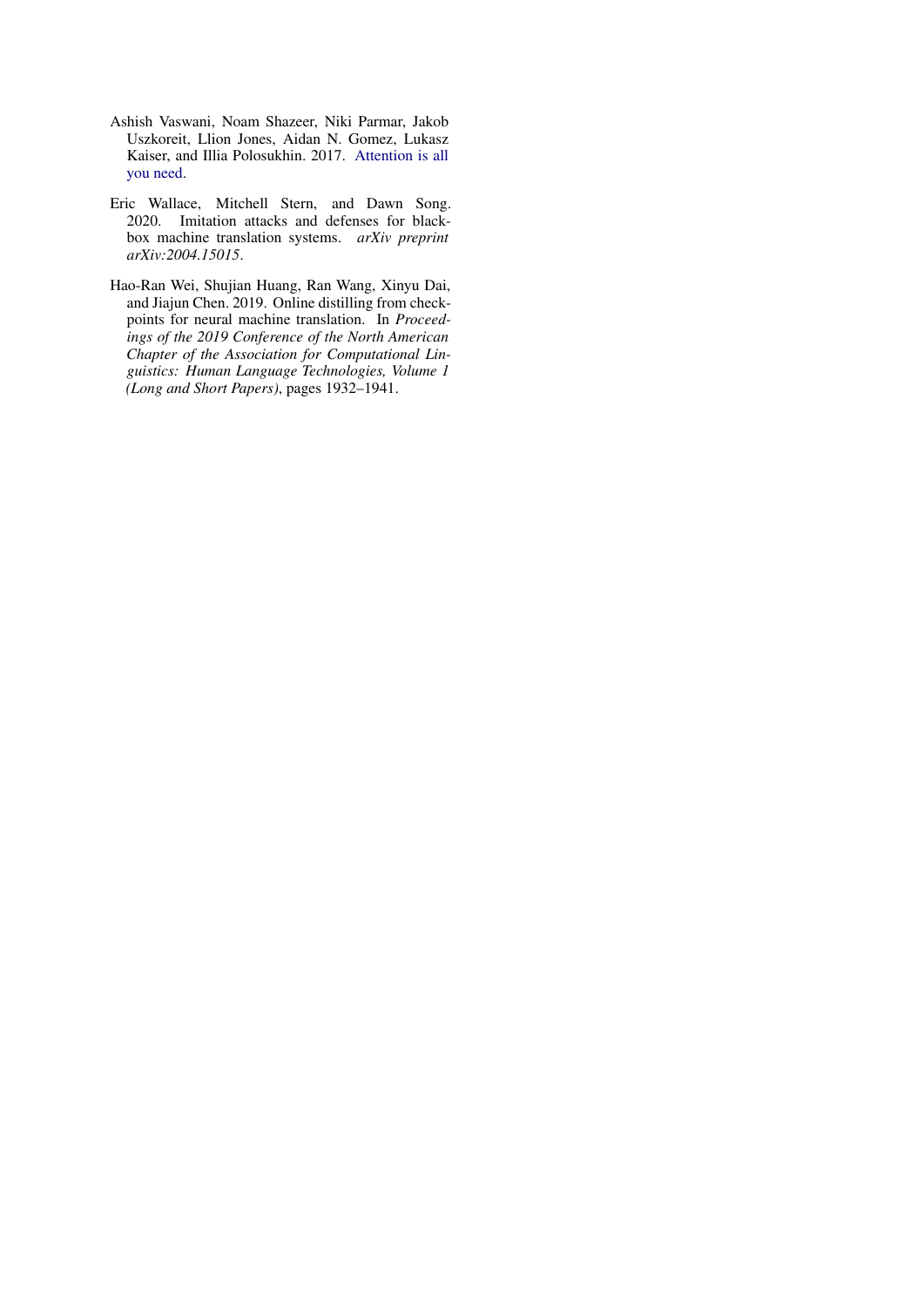Ashish Vaswani, Noam Shazeer, Niki Parmar, Jakob Uszkoreit, Llion Jones, Aidan N. Gomez, Lukasz Kaiser, and Illia Polosukhin. 2017. Attention is all you need.

Eric Wallace, Mitchell Stern, and Dawn Song. 2020. Imitation attacks and defenses for black-box machine translation systems. *arXiv preprint arXiv:2004.15015*.

Hao-Ran Wei, Shujian Huang, Ran Wang, Xinyu Dai, and Jiajun Chen. 2019. Online distilling from checkpoints for neural machine translation. In *Proceedings of the 2019 Conference of the North American Chapter of the Association for Computational Linguistics: Human Language Technologies, Volume 1 (Long and Short Papers)*, pages 1932–1941.